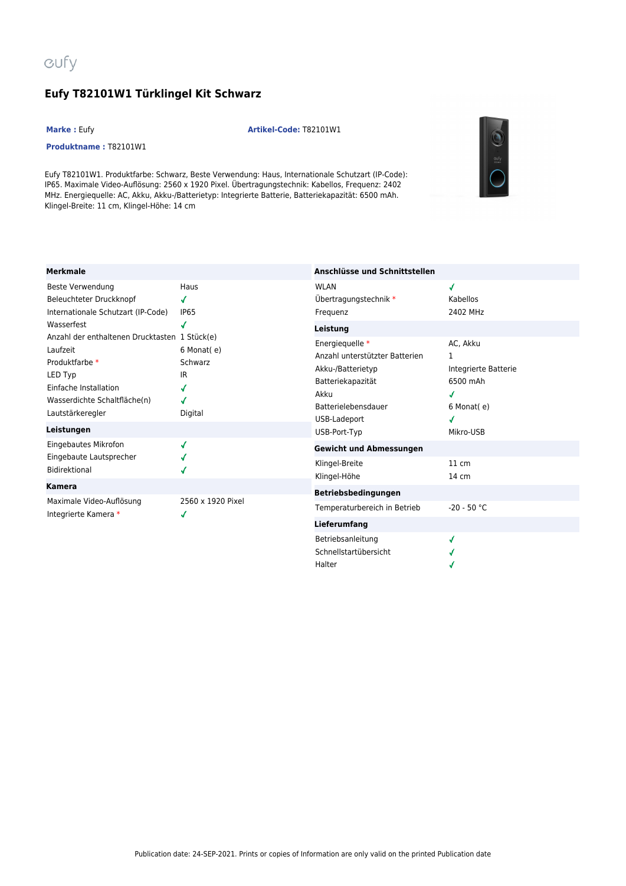eufy

# Eufy T82101W1 Türklingel Kit Schwarz

**Marke :** Eufy

**Artikel-Code:** T82101W1

**Produktname :** T82101W1

Eufy T82101W1. Produktfarbe: Schwarz, Beste Verwendung: Haus, Internationale Schutzart (IP-Code): IP65. Maximale Video-Auflösung: 2560 x 1920 Pixel. Übertragungstechnik: Kabellos, Frequenz: 2402 MHz. Energiequelle: AC, Akku, Akku-/Batterietyp: Integrierte Batterie, Batteriekapazität: 6500 mAh. Klingel-Breite: 11 cm, Klingel-Höhe: 14 cm

| Merkmale | |
|---|---|
| Beste Verwendung | Haus |
| Beleuchteter Druckknopf | ✓ |
| Internationale Schutzart (IP-Code) | IP65 |
| Wasserfest | ✓ |
| Anzahl der enthaltenen Drucktasten | 1 Stück(e) |
| Laufzeit | 6 Monat( e) |
| Produktfarbe * | Schwarz |
| LED Typ | IR |
| Einfache Installation | ✓ |
| Wasserdichte Schaltfläche(n) | ✓ |
| Lautstärkeregler | Digital |

| Leistungen | |
|---|---|
| Eingebautes Mikrofon | ✓ |
| Eingebaute Lautsprecher | ✓ |
| Bidirektional | ✓ |

| Kamera | |
|---|---|
| Maximale Video-Auflösung | 2560 x 1920 Pixel |
| Integrierte Kamera * | ✓ |

| Anschlüsse und Schnittstellen | |
|---|---|
| WLAN | ✓ |
| Übertragungstechnik * | Kabellos |
| Frequenz | 2402 MHz |

| Leistung | |
|---|---|
| Energiequelle * | AC, Akku |
| Anzahl unterstützter Batterien | 1 |
| Akku-/Batterietyp | Integrierte Batterie |
| Batteriekapazität | 6500 mAh |
| Akku | ✓ |
| Batterielebensdauer | 6 Monat( e) |
| USB-Ladeport | ✓ |
| USB-Port-Typ | Mikro-USB |

| Gewicht und Abmessungen | |
|---|---|
| Klingel-Breite | 11 cm |
| Klingel-Höhe | 14 cm |

| Betriebsbedingungen | |
|---|---|
| Temperaturbereich in Betrieb | -20 - 50 °C |

| Lieferumfang | |
|---|---|
| Betriebsanleitung | ✓ |
| Schnellstartübersicht | ✓ |
| Halter | ✓ |

Publication date: 24-SEP-2021. Prints or copies of Information are only valid on the printed Publication date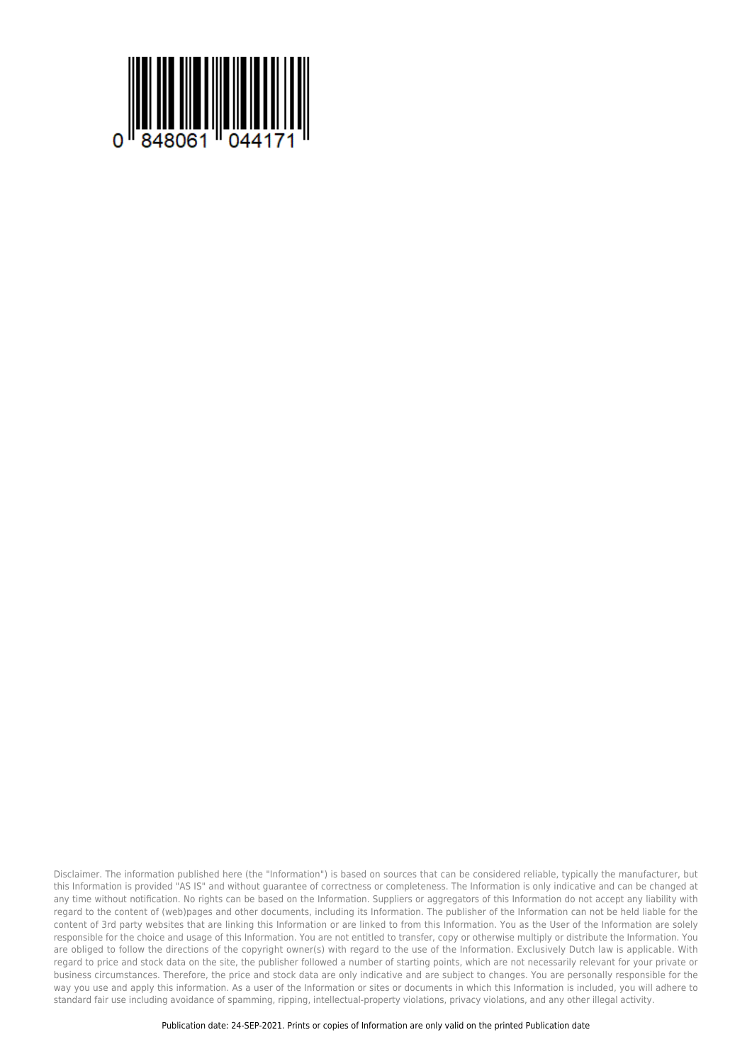0 848061 044171

Disclaimer. The information published here (the "Information") is based on sources that can be considered reliable, typically the manufacturer, but this Information is provided "AS IS" and without guarantee of correctness or completeness. The Information is only indicative and can be changed at any time without notification. No rights can be based on the Information. Suppliers or aggregators of this Information do not accept any liability with regard to the content of (web)pages and other documents, including its Information. The publisher of the Information can not be held liable for the content of 3rd party websites that are linking this Information or are linked to from this Information. You as the User of the Information are solely responsible for the choice and usage of this Information. You are not entitled to transfer, copy or otherwise multiply or distribute the Information. You are obliged to follow the directions of the copyright owner(s) with regard to the use of the Information. Exclusively Dutch law is applicable. With regard to price and stock data on the site, the publisher followed a number of starting points, which are not necessarily relevant for your private or business circumstances. Therefore, the price and stock data are only indicative and are subject to changes. You are personally responsible for the way you use and apply this information. As a user of the Information or sites or documents in which this Information is included, you will adhere to standard fair use including avoidance of spamming, ripping, intellectual-property violations, privacy violations, and any other illegal activity.

Publication date: 24-SEP-2021. Prints or copies of Information are only valid on the printed Publication date